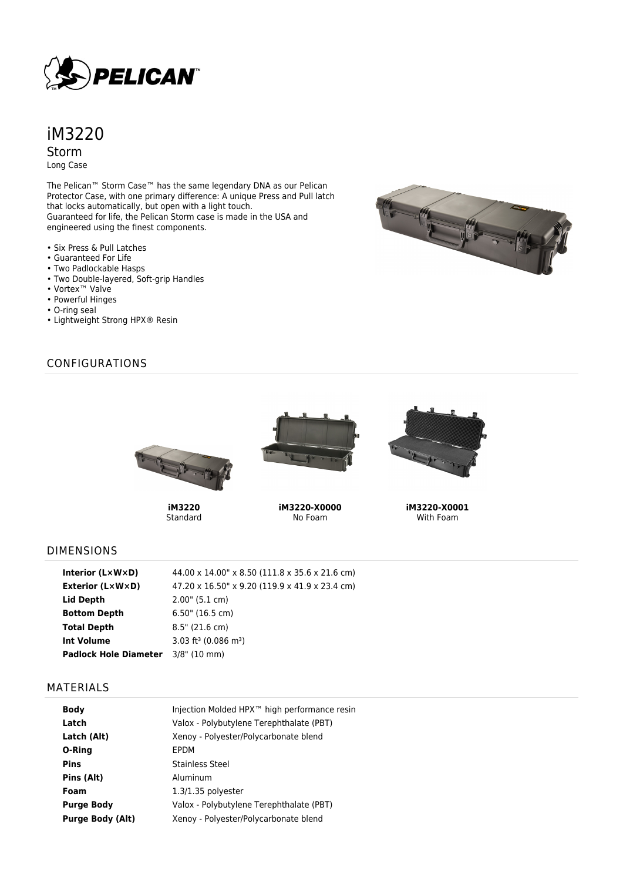# iM3220

## Storm

Long Case

The Pelican™ Storm Case™ has the same legendary DNA as our Pelican Protector Case, with one primary difference: A unique Press and Pull latch that locks automatically, but open with a light touch.
Guaranteed for life, the Pelican Storm case is made in the USA and engineered using the finest components.

- Six Press & Pull Latches
- Guaranteed For Life
- Two Padlockable Hasps
- Two Double-layered, Soft-grip Handles
- Vortex™ Valve
- Powerful Hinges
- O-ring seal
- Lightweight Strong HPX® Resin

## CONFIGURATIONS

| **iM3220** | **iM3220-X0000** | **iM3220-X0001** |
|---|---|---|
| Standard | No Foam | With Foam |

## DIMENSIONS

| | |
|---|---|
| **Interior (L×W×D)** | 44.00 x 14.00" x 8.50 (111.8 x 35.6 x 21.6 cm) |
| **Exterior (L×W×D)** | 47.20 x 16.50" x 9.20 (119.9 x 41.9 x 23.4 cm) |
| **Lid Depth** | 2.00" (5.1 cm) |
| **Bottom Depth** | 6.50" (16.5 cm) |
| **Total Depth** | 8.5" (21.6 cm) |
| **Int Volume** | 3.03 $ft^3$ (0.086 $m^3$) |
| **Padlock Hole Diameter** | 3/8" (10 mm) |

## MATERIALS

| | |
|---|---|
| **Body** | Injection Molded HPX™ high performance resin |
| **Latch** | Valox - Polybutylene Terephthalate (PBT) |
| **Latch (Alt)** | Xenoy - Polyester/Polycarbonate blend |
| **O-Ring** | EPDM |
| **Pins** | Stainless Steel |
| **Pins (Alt)** | Aluminum |
| **Foam** | 1.3/1.35 polyester |
| **Purge Body** | Valox - Polybutylene Terephthalate (PBT) |
| **Purge Body (Alt)** | Xenoy - Polyester/Polycarbonate blend |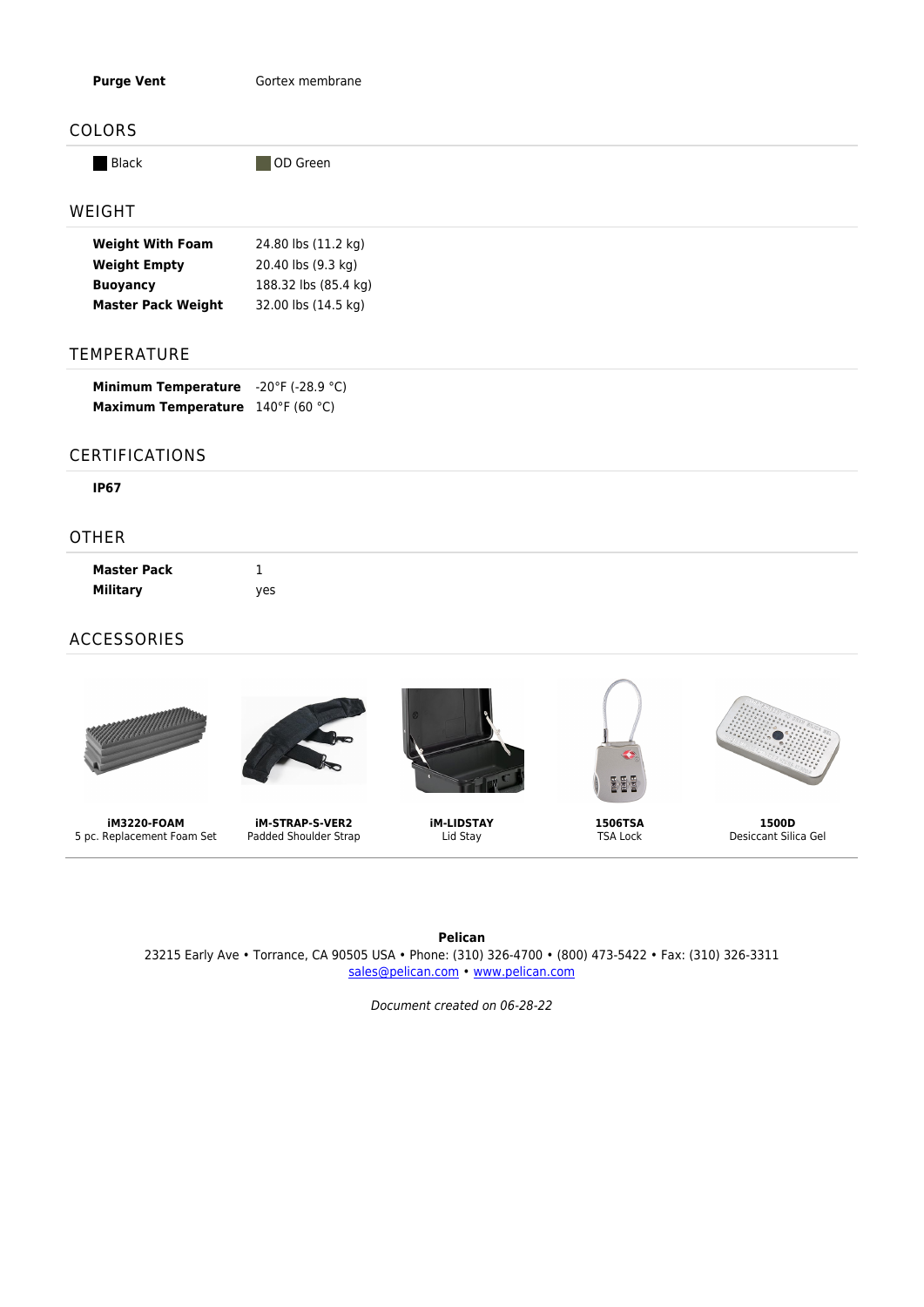| | |
|---|---|
| **Purge Vent** | Gortex membrane |

## COLORS

| | |
|---|---|
| Black | OD Green |

## WEIGHT

| | |
|---|---|
| **Weight With Foam** | 24.80 lbs (11.2 kg) |
| **Weight Empty** | 20.40 lbs (9.3 kg) |
| **Buoyancy** | 188.32 lbs (85.4 kg) |
| **Master Pack Weight** | 32.00 lbs (14.5 kg) |

## TEMPERATURE

| | |
|---|---|
| **Minimum Temperature** | -20°F (-28.9 °C) |
| **Maximum Temperature** | 140°F (60 °C) |

## CERTIFICATIONS

**IP67**

## OTHER

| | |
|---|---|
| **Master Pack** | 1 |
| **Military** | yes |

## ACCESSORIES

| | | | | |
|---|---|---|---|---|
| **iM3220-FOAM** 5 pc. Replacement Foam Set | **iM-STRAP-S-VER2** Padded Shoulder Strap | **iM-LIDSTAY** Lid Stay | **1506TSA** TSA Lock | **1500D** Desiccant Silica Gel |

**Pelican**
23215 Early Ave • Torrance, CA 90505 USA • Phone: (310) 326-4700 • (800) 473-5422 • Fax: (310) 326-3311
sales@pelican.com • www.pelican.com

*Document created on 06-28-22*